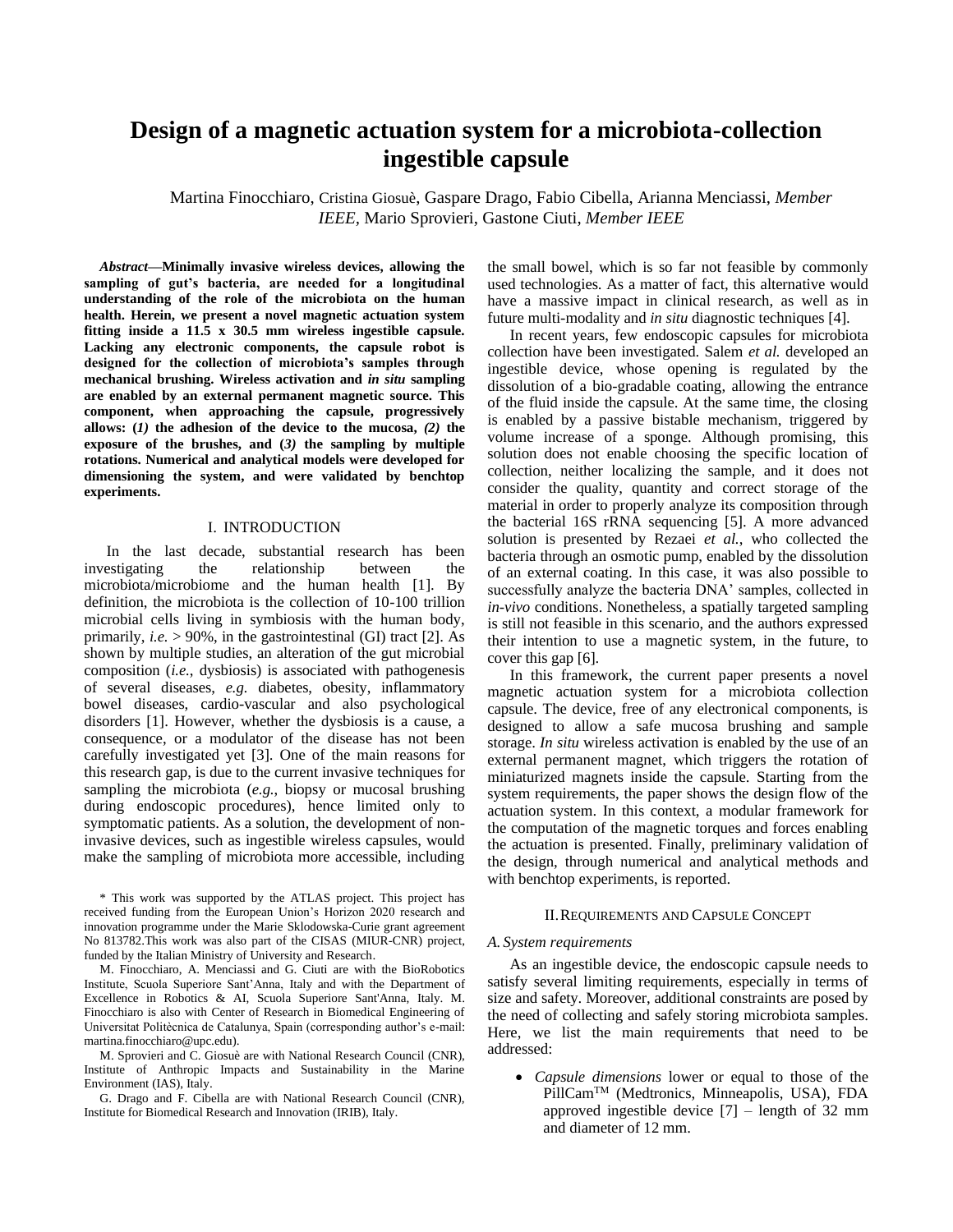# Design of a magnetic actuation system for a microbiota-collection ingestible capsule

Martina Finocchiaro, Cristina Giosuè, Gaspare Drago, Fabio Cibella, Arianna Menciassi, *Member IEEE*, Mario Sprovieri, Gastone Ciuti, *Member IEEE*

***Abstract*—Minimally invasive wireless devices, allowing the sampling of gut's bacteria, are needed for a longitudinal understanding of the role of the microbiota on the human health. Herein, we present a novel magnetic actuation system fitting inside a 11.5 x 30.5 mm wireless ingestible capsule. Lacking any electronic components, the capsule robot is designed for the collection of microbiota's samples through mechanical brushing. Wireless activation and *in situ* sampling are enabled by an external permanent magnetic source. This component, when approaching the capsule, progressively allows: (*1)* the adhesion of the device to the mucosa, *(2)* the exposure of the brushes, and (*3)* the sampling by multiple rotations. Numerical and analytical models were developed for dimensioning the system, and were validated by benchtop experiments.**

## I. Introduction

In the last decade, substantial research has been investigating the relationship between the microbiota/microbiome and the human health [1]. By definition, the microbiota is the collection of 10-100 trillion microbial cells living in symbiosis with the human body, primarily, *i.e.* > 90%, in the gastrointestinal (GI) tract [2]. As shown by multiple studies, an alteration of the gut microbial composition (*i.e.*, dysbiosis) is associated with pathogenesis of several diseases, *e.g.* diabetes, obesity, inflammatory bowel diseases, cardio-vascular and also psychological disorders [1]. However, whether the dysbiosis is a cause, a consequence, or a modulator of the disease has not been carefully investigated yet [3]. One of the main reasons for this research gap, is due to the current invasive techniques for sampling the microbiota (*e.g.*, biopsy or mucosal brushing during endoscopic procedures), hence limited only to symptomatic patients. As a solution, the development of non-invasive devices, such as ingestible wireless capsules, would make the sampling of microbiota more accessible, including the small bowel, which is so far not feasible by commonly used technologies. As a matter of fact, this alternative would have a massive impact in clinical research, as well as in future multi-modality and *in situ* diagnostic techniques [4].

In recent years, few endoscopic capsules for microbiota collection have been investigated. Salem *et al.* developed an ingestible device, whose opening is regulated by the dissolution of a bio-gradable coating, allowing the entrance of the fluid inside the capsule. At the same time, the closing is enabled by a passive bistable mechanism, triggered by volume increase of a sponge. Although promising, this solution does not enable choosing the specific location of collection, neither localizing the sample, and it does not consider the quality, quantity and correct storage of the material in order to properly analyze its composition through the bacterial 16S rRNA sequencing [5]. A more advanced solution is presented by Rezaei *et al.*, who collected the bacteria through an osmotic pump, enabled by the dissolution of an external coating. In this case, it was also possible to successfully analyze the bacteria DNA' samples, collected in *in-vivo* conditions. Nonetheless, a spatially targeted sampling is still not feasible in this scenario, and the authors expressed their intention to use a magnetic system, in the future, to cover this gap [6].

In this framework, the current paper presents a novel magnetic actuation system for a microbiota collection capsule. The device, free of any electronical components, is designed to allow a safe mucosa brushing and sample storage. *In situ* wireless activation is enabled by the use of an external permanent magnet, which triggers the rotation of miniaturized magnets inside the capsule. Starting from the system requirements, the paper shows the design flow of the actuation system. In this context, a modular framework for the computation of the magnetic torques and forces enabling the actuation is presented. Finally, preliminary validation of the design, through numerical and analytical methods and with benchtop experiments, is reported.

## II. Requirements and Capsule Concept

### *A. System requirements*

As an ingestible device, the endoscopic capsule needs to satisfy several limiting requirements, especially in terms of size and safety. Moreover, additional constraints are posed by the need of collecting and safely storing microbiota samples. Here, we list the main requirements that need to be addressed:

- *Capsule dimensions* lower or equal to those of the PillCam™ (Medtronics, Minneapolis, USA), FDA approved ingestible device [7] – length of 32 mm and diameter of 12 mm.

\* This work was supported by the ATLAS project. This project has received funding from the European Union's Horizon 2020 research and innovation programme under the Marie Sklodowska-Curie grant agreement No 813782.This work was also part of the CISAS (MIUR-CNR) project, funded by the Italian Ministry of University and Research.

M. Finocchiaro, A. Menciassi and G. Ciuti are with the BioRobotics Institute, Scuola Superiore Sant'Anna, Italy and with the Department of Excellence in Robotics & AI, Scuola Superiore Sant'Anna, Italy. M. Finocchiaro is also with Center of Research in Biomedical Engineering of Universitat Politècnica de Catalunya, Spain (corresponding author's e-mail: martina.finocchiaro@upc.edu).

M. Sprovieri and C. Giosuè are with National Research Council (CNR), Institute of Anthropic Impacts and Sustainability in the Marine Environment (IAS), Italy.

G. Drago and F. Cibella are with National Research Council (CNR), Institute for Biomedical Research and Innovation (IRIB), Italy.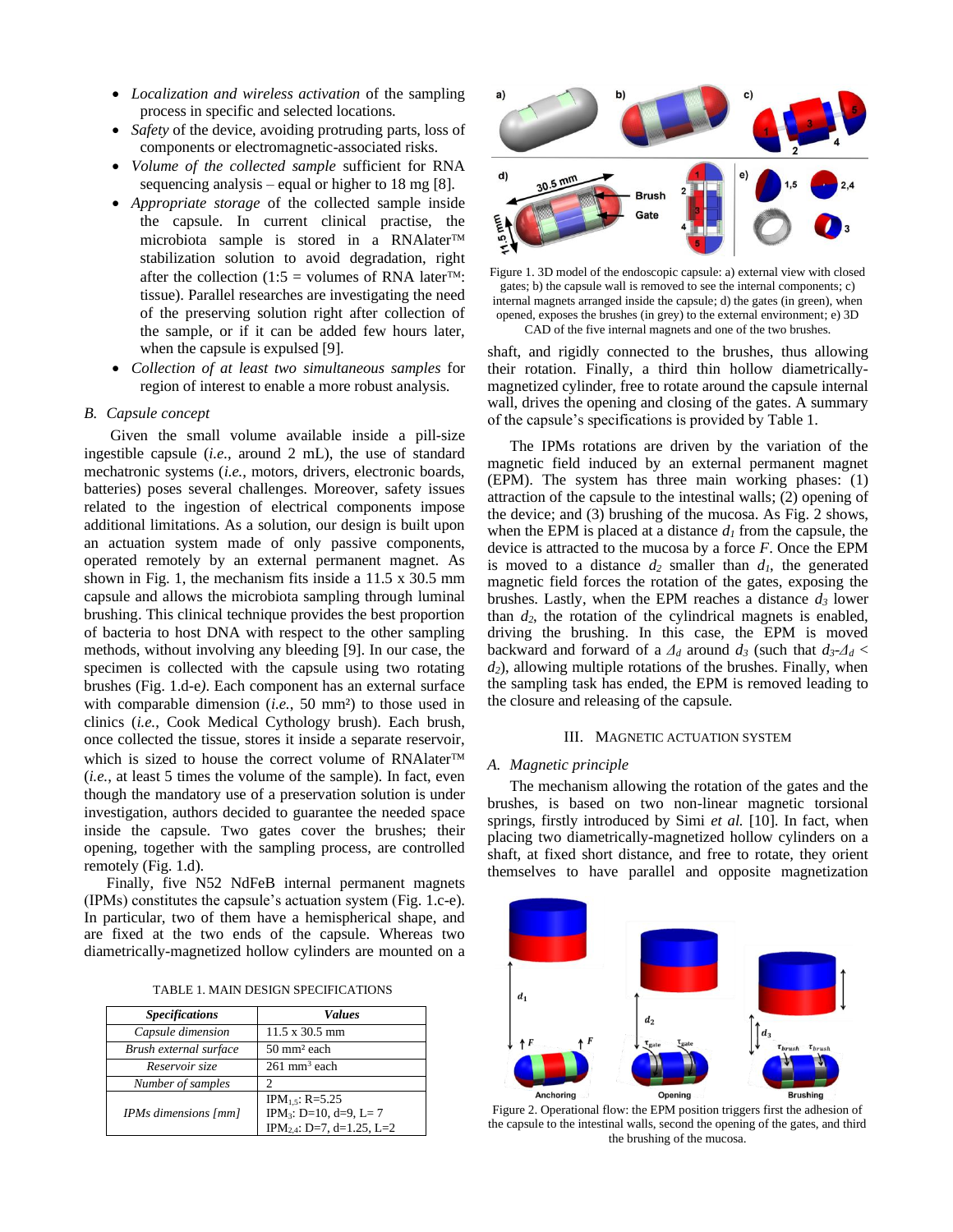- *Localization and wireless activation* of the sampling process in specific and selected locations.
- *Safety* of the device, avoiding protruding parts, loss of components or electromagnetic-associated risks.
- *Volume of the collected sample* sufficient for RNA sequencing analysis – equal or higher to 18 mg [8].
- *Appropriate storage* of the collected sample inside the capsule. In current clinical practise, the microbiota sample is stored in a RNAlater™ stabilization solution to avoid degradation, right after the collection (1:5 = volumes of RNA later™: tissue). Parallel researches are investigating the need of the preserving solution right after collection of the sample, or if it can be added few hours later, when the capsule is expulsed [9].
- *Collection of at least two simultaneous samples* for region of interest to enable a more robust analysis.

### B. Capsule concept

Given the small volume available inside a pill-size ingestible capsule (*i.e.*, around 2 mL), the use of standard mechatronic systems (*i.e.*, motors, drivers, electronic boards, batteries) poses several challenges. Moreover, safety issues related to the ingestion of electrical components impose additional limitations. As a solution, our design is built upon an actuation system made of only passive components, operated remotely by an external permanent magnet. As shown in Fig. 1, the mechanism fits inside a 11.5 x 30.5 mm capsule and allows the microbiota sampling through luminal brushing. This clinical technique provides the best proportion of bacteria to host DNA with respect to the other sampling methods, without involving any bleeding [9]. In our case, the specimen is collected with the capsule using two rotating brushes (Fig. 1.d-e*)*. Each component has an external surface with comparable dimension (*i.e.*, 50 mm²) to those used in clinics (*i.e.*, Cook Medical Cythology brush). Each brush, once collected the tissue, stores it inside a separate reservoir, which is sized to house the correct volume of RNAlater™ (*i.e.*, at least 5 times the volume of the sample). In fact, even though the mandatory use of a preservation solution is under investigation, authors decided to guarantee the needed space inside the capsule. Two gates cover the brushes; their opening, together with the sampling process, are controlled remotely (Fig. 1.d).

Finally, five N52 NdFeB internal permanent magnets (IPMs) constitutes the capsule's actuation system (Fig. 1.c-e). In particular, two of them have a hemispherical shape, and are fixed at the two ends of the capsule. Whereas two diametrically-magnetized hollow cylinders are mounted on a shaft, and rigidly connected to the brushes, thus allowing their rotation. Finally, a third thin hollow diametrically-magnetized cylinder, free to rotate around the capsule internal wall, drives the opening and closing of the gates. A summary of the capsule's specifications is provided by Table 1.

TABLE 1. MAIN DESIGN SPECIFICATIONS

| *Specifications* | *Values* |
|---|---|
| *Capsule dimension* | 11.5 x 30.5 mm |
| *Brush external surface* | 50 mm² each |
| *Reservoir size* | 261 mm³ each |
| *Number of samples* | 2 |
| *IPMs dimensions [mm]* | $IPM_{1,5}$: R=5.25<br>$IPM_3$: D=10, d=9, L= 7<br>$IPM_{2,4}$: D=7, d=1.25, L=2 |

Figure 1. 3D model of the endoscopic capsule: a) external view with closed gates; b) the capsule wall is removed to see the internal components; c) internal magnets arranged inside the capsule; d) the gates (in green), when opened, exposes the brushes (in grey) to the external environment; e) 3D CAD of the five internal magnets and one of the two brushes.

The IPMs rotations are driven by the variation of the magnetic field induced by an external permanent magnet (EPM). The system has three main working phases: (1) attraction of the capsule to the intestinal walls; (2) opening of the device; and (3) brushing of the mucosa. As Fig. 2 shows, when the EPM is placed at a distance $d_1$ from the capsule, the device is attracted to the mucosa by a force $F$. Once the EPM is moved to a distance $d_2$ smaller than $d_1$, the generated magnetic field forces the rotation of the gates, exposing the brushes. Lastly, when the EPM reaches a distance $d_3$ lower than $d_2$, the rotation of the cylindrical magnets is enabled, driving the brushing. In this case, the EPM is moved backward and forward of a $\Delta_d$ around $d_3$ (such that $d_3$-$\Delta_d$ < $d_2$), allowing multiple rotations of the brushes. Finally, when the sampling task has ended, the EPM is removed leading to the closure and releasing of the capsule.

## III. Magnetic Actuation System

### A. Magnetic principle

The mechanism allowing the rotation of the gates and the brushes, is based on two non-linear magnetic torsional springs, firstly introduced by Simi *et al.* [10]. In fact, when placing two diametrically-magnetized hollow cylinders on a shaft, at fixed short distance, and free to rotate, they orient themselves to have parallel and opposite magnetization

Figure 2. Operational flow: the EPM position triggers first the adhesion of the capsule to the intestinal walls, second the opening of the gates, and third the brushing of the mucosa.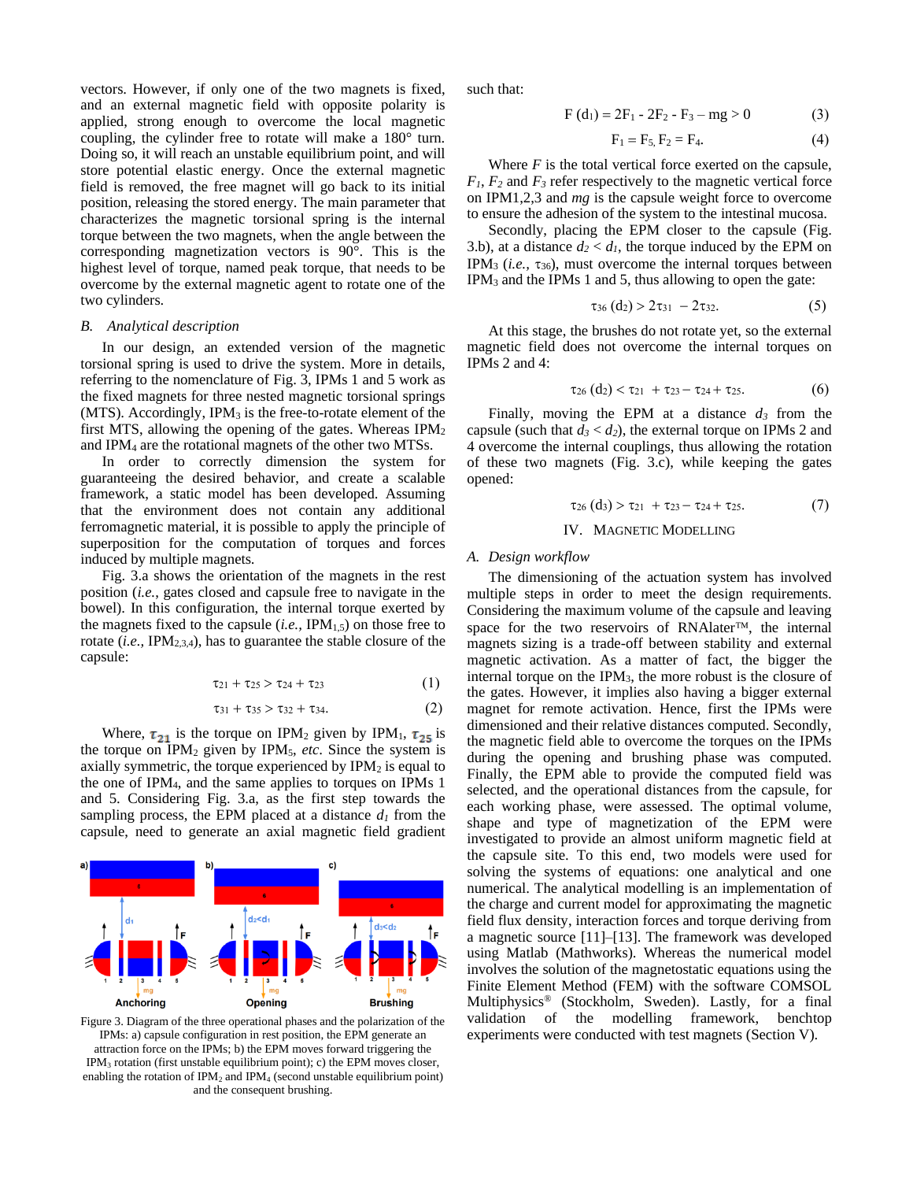vectors. However, if only one of the two magnets is fixed, and an external magnetic field with opposite polarity is applied, strong enough to overcome the local magnetic coupling, the cylinder free to rotate will make a 180° turn. Doing so, it will reach an unstable equilibrium point, and will store potential elastic energy. Once the external magnetic field is removed, the free magnet will go back to its initial position, releasing the stored energy. The main parameter that characterizes the magnetic torsional spring is the internal torque between the two magnets, when the angle between the corresponding magnetization vectors is 90°. This is the highest level of torque, named peak torque, that needs to be overcome by the external magnetic agent to rotate one of the two cylinders.

### B. *Analytical description*

In our design, an extended version of the magnetic torsional spring is used to drive the system. More in details, referring to the nomenclature of Fig. 3, IPMs 1 and 5 work as the fixed magnets for three nested magnetic torsional springs (MTS). Accordingly, $IPM_3$ is the free-to-rotate element of the first MTS, allowing the opening of the gates. Whereas $IPM_2$ and $IPM_4$ are the rotational magnets of the other two MTSs.

In order to correctly dimension the system for guaranteeing the desired behavior, and create a scalable framework, a static model has been developed. Assuming that the environment does not contain any additional ferromagnetic material, it is possible to apply the principle of superposition for the computation of torques and forces induced by multiple magnets.

Fig. 3.a shows the orientation of the magnets in the rest position (*i.e.*, gates closed and capsule free to navigate in the bowel). In this configuration, the internal torque exerted by the magnets fixed to the capsule (*i.e.*, $IPM_{1,5}$) on those free to rotate (*i.e.*, $IPM_{2,3,4}$), has to guarantee the stable closure of the capsule:

$$\tau_{21} + \tau_{25} > \tau_{24} + \tau_{23} \tag{1}$$

$$\tau_{31} + \tau_{35} > \tau_{32} + \tau_{34}. \tag{2}$$

Where, $\tau_{21}$ is the torque on $IPM_2$ given by $IPM_1$, $\tau_{25}$ is the torque on $IPM_2$ given by $IPM_5$, *etc.* Since the system is axially symmetric, the torque experienced by $IPM_2$ is equal to the one of $IPM_4$, and the same applies to torques on IPMs 1 and 5. Considering Fig. 3.a, as the first step towards the sampling process, the EPM placed at a distance $d_1$ from the capsule, need to generate an axial magnetic field gradient such that:

$$F(d_1) = 2F_1 - 2F_2 - F_3 - mg > 0 \tag{3}$$

$$F_1 = F_5,\ F_2 = F_4. \tag{4}$$

Where $F$ is the total vertical force exerted on the capsule, $F_1$, $F_2$ and $F_3$ refer respectively to the magnetic vertical force on IPM1,2,3 and $mg$ is the capsule weight force to overcome to ensure the adhesion of the system to the intestinal mucosa.

Secondly, placing the EPM closer to the capsule (Fig. 3.b), at a distance $d_2 < d_1$, the torque induced by the EPM on $IPM_3$ (*i.e.*, $\tau_{36}$), must overcome the internal torques between $IPM_3$ and the IPMs 1 and 5, thus allowing to open the gate:

$$\tau_{36}(d_2) > 2\tau_{31} - 2\tau_{32}. \tag{5}$$

At this stage, the brushes do not rotate yet, so the external magnetic field does not overcome the internal torques on IPMs 2 and 4:

$$\tau_{26}(d_2) < \tau_{21} + \tau_{23} - \tau_{24} + \tau_{25}. \tag{6}$$

Finally, moving the EPM at a distance $d_3$ from the capsule (such that $d_3 < d_2$), the external torque on IPMs 2 and 4 overcome the internal couplings, thus allowing the rotation of these two magnets (Fig. 3.c), while keeping the gates opened:

$$\tau_{26}(d_3) > \tau_{21} + \tau_{23} - \tau_{24} + \tau_{25}. \tag{7}$$

Figure 3. Diagram of the three operational phases and the polarization of the IPMs: a) capsule configuration in rest position, the EPM generate an attraction force on the IPMs; b) the EPM moves forward triggering the $IPM_3$ rotation (first unstable equilibrium point); c) the EPM moves closer, enabling the rotation of $IPM_2$ and $IPM_4$ (second unstable equilibrium point) and the consequent brushing.

## IV. Magnetic Modelling

### A. *Design workflow*

The dimensioning of the actuation system has involved multiple steps in order to meet the design requirements. Considering the maximum volume of the capsule and leaving space for the two reservoirs of RNAlater™, the internal magnets sizing is a trade-off between stability and external magnetic activation. As a matter of fact, the bigger the internal torque on the $IPM_3$, the more robust is the closure of the gates. However, it implies also having a bigger external magnet for remote activation. Hence, first the IPMs were dimensioned and their relative distances computed. Secondly, the magnetic field able to overcome the torques on the IPMs during the opening and brushing phase was computed. Finally, the EPM able to provide the computed field was selected, and the operational distances from the capsule, for each working phase, were assessed. The optimal volume, shape and type of magnetization of the EPM were investigated to provide an almost uniform magnetic field at the capsule site. To this end, two models were used for solving the systems of equations: one analytical and one numerical. The analytical modelling is an implementation of the charge and current model for approximating the magnetic field flux density, interaction forces and torque deriving from a magnetic source [11]–[13]. The framework was developed using Matlab (Mathworks). Whereas the numerical model involves the solution of the magnetostatic equations using the Finite Element Method (FEM) with the software COMSOL Multiphysics® (Stockholm, Sweden). Lastly, for a final validation of the modelling framework, benchtop experiments were conducted with test magnets (Section V).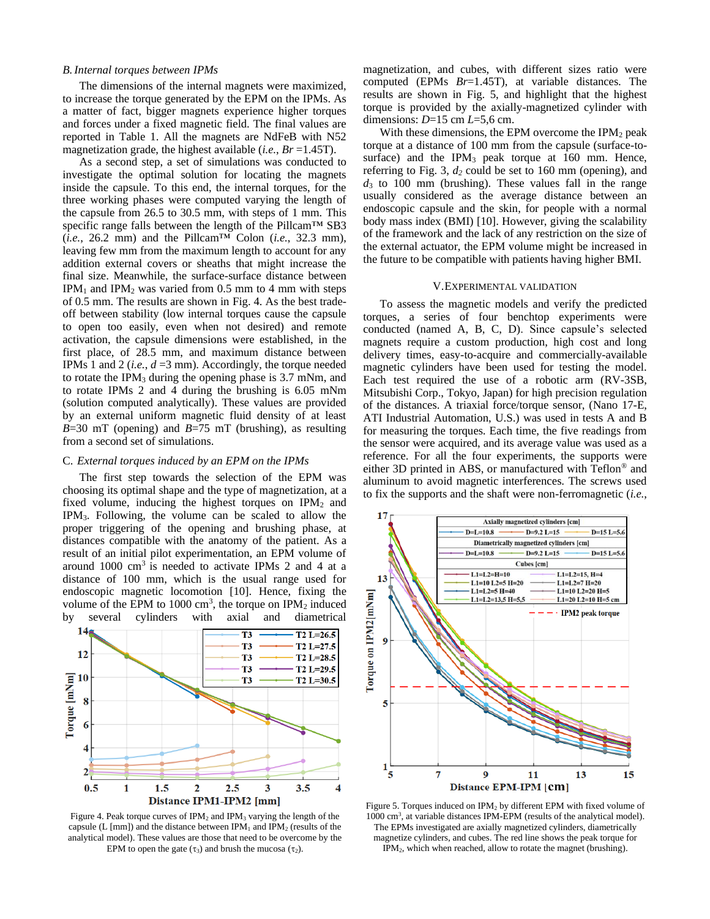### B. Internal torques between IPMs

The dimensions of the internal magnets were maximized, to increase the torque generated by the EPM on the IPMs. As a matter of fact, bigger magnets experience higher torques and forces under a fixed magnetic field. The final values are reported in Table 1. All the magnets are NdFeB with N52 magnetization grade, the highest available (*i.e.*, $Br$ =1.45T).

As a second step, a set of simulations was conducted to investigate the optimal solution for locating the magnets inside the capsule. To this end, the internal torques, for the three working phases were computed varying the length of the capsule from 26.5 to 30.5 mm, with steps of 1 mm. This specific range falls between the length of the Pillcam™ SB3 (*i.e.*, 26.2 mm) and the Pillcam™ Colon (*i.e.*, 32.3 mm), leaving few mm from the maximum length to account for any addition external covers or sheaths that might increase the final size. Meanwhile, the surface-surface distance between $IPM_1$ and $IPM_2$ was varied from 0.5 mm to 4 mm with steps of 0.5 mm. The results are shown in Fig. 4. As the best trade-off between stability (low internal torques cause the capsule to open too easily, even when not desired) and remote activation, the capsule dimensions were established, in the first place, of 28.5 mm, and maximum distance between IPMs 1 and 2 (*i.e.*, $d$ =3 mm). Accordingly, the torque needed to rotate the $IPM_3$ during the opening phase is 3.7 mNm, and to rotate IPMs 2 and 4 during the brushing is 6.05 mNm (solution computed analytically). These values are provided by an external uniform magnetic fluid density of at least $B$=30 mT (opening) and $B$=75 mT (brushing), as resulting from a second set of simulations.

### C. External torques induced by an EPM on the IPMs

The first step towards the selection of the EPM was choosing its optimal shape and the type of magnetization, at a fixed volume, inducing the highest torques on $IPM_2$ and $IPM_3$. Following, the volume can be scaled to allow the proper triggering of the opening and brushing phase, at distances compatible with the anatomy of the patient. As a result of an initial pilot experimentation, an EPM volume of around 1000 $cm^3$ is needed to activate IPMs 2 and 4 at a distance of 100 mm, which is the usual range used for endoscopic magnetic locomotion [10]. Hence, fixing the volume of the EPM to 1000 $cm^3$, the torque on $IPM_2$ induced by several cylinders with axial and diametrical magnetization, and cubes, with different sizes ratio were computed (EPMs $Br$=1.45T), at variable distances. The results are shown in Fig. 5, and highlight that the highest torque is provided by the axially-magnetized cylinder with dimensions: $D$=15 cm $L$=5,6 cm.

With these dimensions, the EPM overcome the $IPM_2$ peak torque at a distance of 100 mm from the capsule (surface-to-surface) and the $IPM_3$ peak torque at 160 mm. Hence, referring to Fig. 3, $d_2$ could be set to 160 mm (opening), and $d_3$ to 100 mm (brushing). These values fall in the range usually considered as the average distance between an endoscopic capsule and the skin, for people with a normal body mass index (BMI) [10]. However, giving the scalability of the framework and the lack of any restriction on the size of the external actuator, the EPM volume might be increased in the future to be compatible with patients having higher BMI.

Figure 4. Peak torque curves of $IPM_2$ and $IPM_3$ varying the length of the capsule (L [mm]) and the distance between $IPM_1$ and $IPM_2$ (results of the analytical model). These values are those that need to be overcome by the EPM to open the gate ($\tau_3$) and brush the mucosa ($\tau_2$).

## V. Experimental Validation

To assess the magnetic models and verify the predicted torques, a series of four benchtop experiments were conducted (named A, B, C, D). Since capsule's selected magnets require a custom production, high cost and long delivery times, easy-to-acquire and commercially-available magnetic cylinders have been used for testing the model. Each test required the use of a robotic arm (RV-3SB, Mitsubishi Corp., Tokyo, Japan) for high precision regulation of the distances. A triaxial force/torque sensor, (Nano 17-E, ATI Industrial Automation, U.S.) was used in tests A and B for measuring the torques. Each time, the five readings from the sensor were acquired, and its average value was used as a reference. For all the four experiments, the supports were either 3D printed in ABS, or manufactured with Teflon® and aluminum to avoid magnetic interferences. The screws used to fix the supports and the shaft were non-ferromagnetic (*i.e.*,

Figure 5. Torques induced on $IPM_2$ by different EPM with fixed volume of 1000 $cm^3$, at variable distances IPM-EPM (results of the analytical model). The EPMs investigated are axially magnetized cylinders, diametrically magnetize cylinders, and cubes. The red line shows the peak torque for $IPM_2$, which when reached, allow to rotate the magnet (brushing).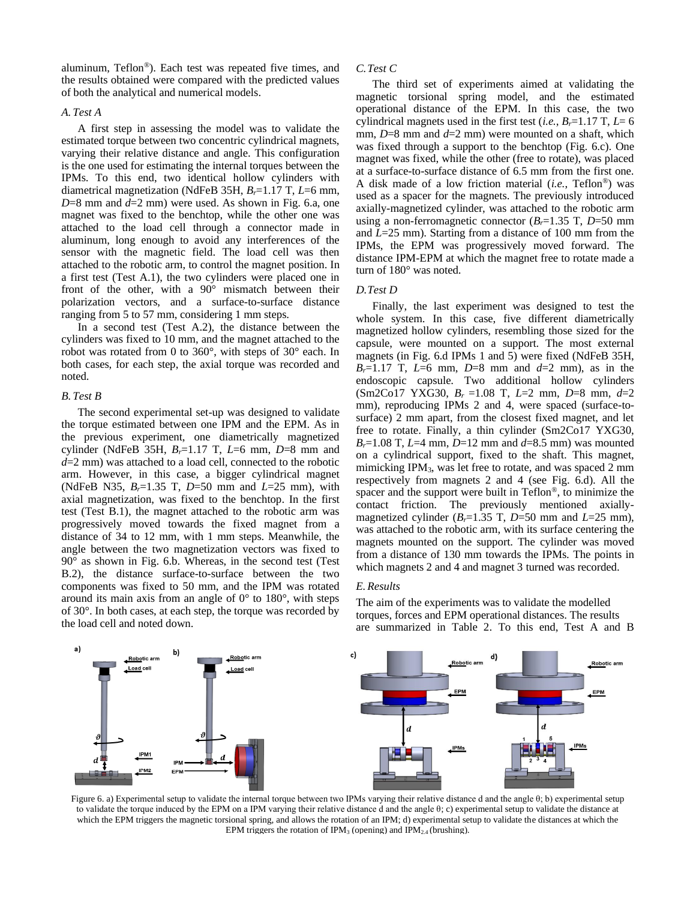aluminum, Teflon®). Each test was repeated five times, and the results obtained were compared with the predicted values of both the analytical and numerical models.

### A. Test A

A first step in assessing the model was to validate the estimated torque between two concentric cylindrical magnets, varying their relative distance and angle. This configuration is the one used for estimating the internal torques between the IPMs. To this end, two identical hollow cylinders with diametrical magnetization (NdFeB 35H, $B_r$=1.17 T, $L$=6 mm, $D$=8 mm and $d$=2 mm) were used. As shown in Fig. 6.a, one magnet was fixed to the benchtop, while the other one was attached to the load cell through a connector made in aluminum, long enough to avoid any interferences of the sensor with the magnetic field. The load cell was then attached to the robotic arm, to control the magnet position. In a first test (Test A.1), the two cylinders were placed one in front of the other, with a 90° mismatch between their polarization vectors, and a surface-to-surface distance ranging from 5 to 57 mm, considering 1 mm steps.

In a second test (Test A.2), the distance between the cylinders was fixed to 10 mm, and the magnet attached to the robot was rotated from 0 to 360°, with steps of 30° each. In both cases, for each step, the axial torque was recorded and noted.

### B. Test B

The second experimental set-up was designed to validate the torque estimated between one IPM and the EPM. As in the previous experiment, one diametrically magnetized cylinder (NdFeB 35H, $B_r$=1.17 T, $L$=6 mm, $D$=8 mm and $d$=2 mm) was attached to a load cell, connected to the robotic arm. However, in this case, a bigger cylindrical magnet (NdFeB N35, $B_r$=1.35 T, $D$=50 mm and $L$=25 mm), with axial magnetization, was fixed to the benchtop. In the first test (Test B.1), the magnet attached to the robotic arm was progressively moved towards the fixed magnet from a distance of 34 to 12 mm, with 1 mm steps. Meanwhile, the angle between the two magnetization vectors was fixed to 90° as shown in Fig. 6.b. Whereas, in the second test (Test B.2), the distance surface-to-surface between the two components was fixed to 50 mm, and the IPM was rotated around its main axis from an angle of 0° to 180°, with steps of 30°. In both cases, at each step, the torque was recorded by the load cell and noted down.

### C. Test C

The third set of experiments aimed at validating the magnetic torsional spring model, and the estimated operational distance of the EPM. In this case, the two cylindrical magnets used in the first test (*i.e.*, $B_r$=1.17 T, $L$= 6 mm, $D$=8 mm and $d$=2 mm) were mounted on a shaft, which was fixed through a support to the benchtop (Fig. 6.c). One magnet was fixed, while the other (free to rotate), was placed at a surface-to-surface distance of 6.5 mm from the first one. A disk made of a low friction material (*i.e.*, Teflon®) was used as a spacer for the magnets. The previously introduced axially-magnetized cylinder, was attached to the robotic arm using a non-ferromagnetic connector ($B_r$=1.35 T, $D$=50 mm and $L$=25 mm). Starting from a distance of 100 mm from the IPMs, the EPM was progressively moved forward. The distance IPM-EPM at which the magnet free to rotate made a turn of 180° was noted.

### D. Test D

Finally, the last experiment was designed to test the whole system. In this case, five different diametrically magnetized hollow cylinders, resembling those sized for the capsule, were mounted on a support. The most external magnets (in Fig. 6.d IPMs 1 and 5) were fixed (NdFeB 35H, $B_r$=1.17 T, $L$=6 mm, $D$=8 mm and $d$=2 mm), as in the endoscopic capsule. Two additional hollow cylinders (Sm2Co17 YXG30, $B_r$ =1.08 T, $L$=2 mm, $D$=8 mm, $d$=2 mm), reproducing IPMs 2 and 4, were spaced (surface-to-surface) 2 mm apart, from the closest fixed magnet, and let free to rotate. Finally, a thin cylinder (Sm2Co17 YXG30, $B_r$=1.08 T, $L$=4 mm, $D$=12 mm and $d$=8.5 mm) was mounted on a cylindrical support, fixed to the shaft. This magnet, mimicking $IPM_3$, was let free to rotate, and was spaced 2 mm respectively from magnets 2 and 4 (see Fig. 6.d). All the spacer and the support were built in Teflon®, to minimize the contact friction. The previously mentioned axially-magnetized cylinder ($B_r$=1.35 T, $D$=50 mm and $L$=25 mm), was attached to the robotic arm, with its surface centering the magnets mounted on the support. The cylinder was moved from a distance of 130 mm towards the IPMs. The points in which magnets 2 and 4 and magnet 3 turned was recorded.

### E. Results

The aim of the experiments was to validate the modelled torques, forces and EPM operational distances. The results are summarized in Table 2. To this end, Test A and B

Figure 6. a) Experimental setup to validate the internal torque between two IPMs varying their relative distance d and the angle θ; b) experimental setup to validate the torque induced by the EPM on a IPM varying their relative distance d and the angle θ; c) experimental setup to validate the distance at which the EPM triggers the magnetic torsional spring, and allows the rotation of an IPM; d) experimental setup to validate the distances at which the EPM triggers the rotation of $IPM_3$ (opening) and $IPM_{2,4}$ (brushing).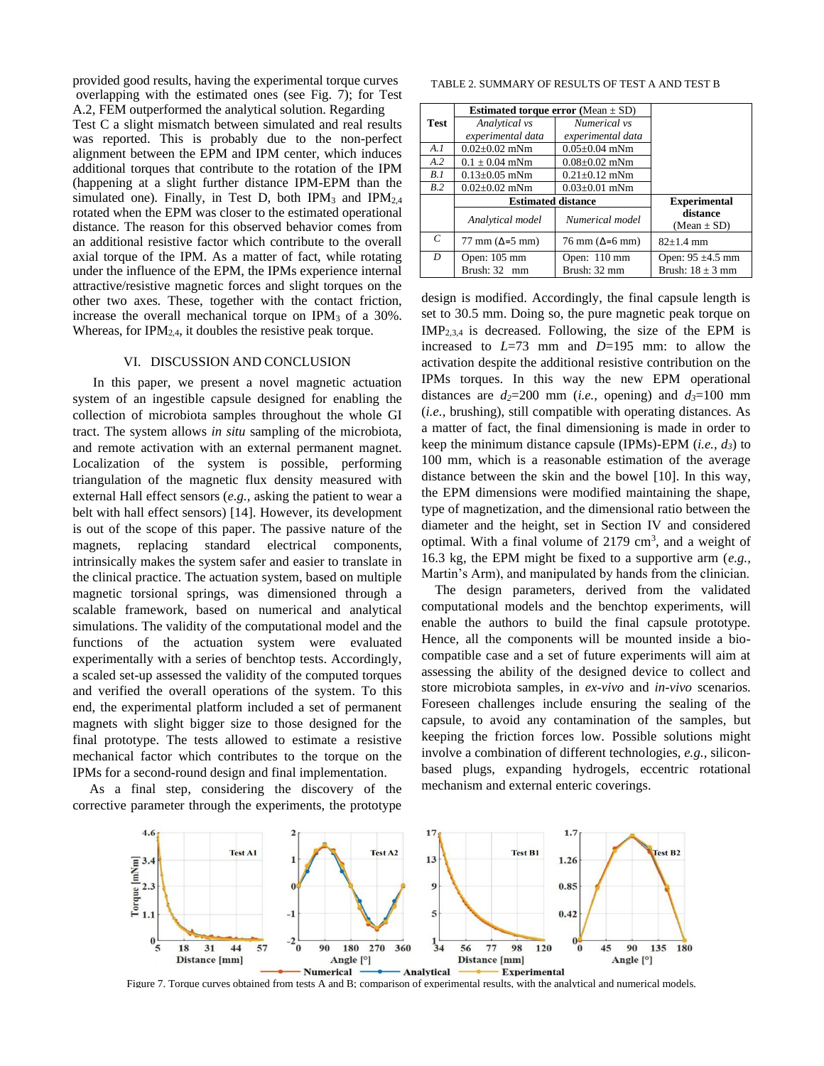provided good results, having the experimental torque curves overlapping with the estimated ones (see Fig. 7); for Test A.2, FEM outperformed the analytical solution. Regarding Test C a slight mismatch between simulated and real results was reported. This is probably due to the non-perfect alignment between the EPM and IPM center, which induces additional torques that contribute to the rotation of the IPM (happening at a slight further distance IPM-EPM than the simulated one). Finally, in Test D, both $IPM_3$ and $IPM_{2,4}$ rotated when the EPM was closer to the estimated operational distance. The reason for this observed behavior comes from an additional resistive factor which contribute to the overall axial torque of the IPM. As a matter of fact, while rotating under the influence of the EPM, the IPMs experience internal attractive/resistive magnetic forces and slight torques on the other two axes. These, together with the contact friction, increase the overall mechanical torque on $IPM_3$ of a 30%. Whereas, for $IPM_{2,4}$, it doubles the resistive peak torque.

## VI. Discussion and Conclusion

In this paper, we present a novel magnetic actuation system of an ingestible capsule designed for enabling the collection of microbiota samples throughout the whole GI tract. The system allows *in situ* sampling of the microbiota, and remote activation with an external permanent magnet. Localization of the system is possible, performing triangulation of the magnetic flux density measured with external Hall effect sensors (*e.g.*, asking the patient to wear a belt with hall effect sensors) [14]. However, its development is out of the scope of this paper. The passive nature of the magnets, replacing standard electrical components, intrinsically makes the system safer and easier to translate in the clinical practice. The actuation system, based on multiple magnetic torsional springs, was dimensioned through a scalable framework, based on numerical and analytical simulations. The validity of the computational model and the functions of the actuation system were evaluated experimentally with a series of benchtop tests. Accordingly, a scaled set-up assessed the validity of the computed torques and verified the overall operations of the system. To this end, the experimental platform included a set of permanent magnets with slight bigger size to those designed for the final prototype. The tests allowed to estimate a resistive mechanical factor which contributes to the torque on the IPMs for a second-round design and final implementation.

As a final step, considering the discovery of the corrective parameter through the experiments, the prototype design is modified. Accordingly, the final capsule length is set to 30.5 mm. Doing so, the pure magnetic peak torque on $IMP_{2,3,4}$ is decreased. Following, the size of the EPM is increased to $L$=73 mm and $D$=195 mm: to allow the activation despite the additional resistive contribution on the IPMs torques. In this way the new EPM operational distances are $d_2$=200 mm (*i.e.*, opening) and $d_3$=100 mm (*i.e.*, brushing), still compatible with operating distances. As a matter of fact, the final dimensioning is made in order to keep the minimum distance capsule (IPMs)-EPM (*i.e.*, $d_3$) to 100 mm, which is a reasonable estimation of the average distance between the skin and the bowel [10]. In this way, the EPM dimensions were modified maintaining the shape, type of magnetization, and the dimensional ratio between the diameter and the height, set in Section IV and considered optimal. With a final volume of 2179 $cm^3$, and a weight of 16.3 kg, the EPM might be fixed to a supportive arm (*e.g.*, Martin's Arm), and manipulated by hands from the clinician.

The design parameters, derived from the validated computational models and the benchtop experiments, will enable the authors to build the final capsule prototype. Hence, all the components will be mounted inside a bio-compatible case and a set of future experiments will aim at assessing the ability of the designed device to collect and store microbiota samples, in *ex-vivo* and *in-vivo* scenarios. Foreseen challenges include ensuring the sealing of the capsule, to avoid any contamination of the samples, but keeping the friction forces low. Possible solutions might involve a combination of different technologies, *e.g.*, silicon-based plugs, expanding hydrogels, eccentric rotational mechanism and external enteric coverings.

TABLE 2. SUMMARY OF RESULTS OF TEST A AND TEST B

| Test | **Estimated torque error** (Mean ± SD) | | |
|---|---|---|---|
| | *Analytical vs experimental data* | *Numerical vs experimental data* | |
| *A.1* | 0.02±0.02 mNm | 0.05±0.04 mNm | |
| *A.2* | 0.1 ± 0.04 mNm | 0.08±0.02 mNm | |
| *B.1* | 0.13±0.05 mNm | 0.21±0.12 mNm | |
| *B.2* | 0.02±0.02 mNm | 0.03±0.01 mNm | |
| | **Estimated distance** | | **Experimental distance** (Mean ± SD) |
| | *Analytical model* | *Numerical model* | |
| *C* | 77 mm (Δ=5 mm) | 76 mm (Δ=6 mm) | 82±1.4 mm |
| *D* | Open: 105 mm<br>Brush: 32 mm | Open: 110 mm<br>Brush: 32 mm | Open: 95 ±4.5 mm<br>Brush: 18 ± 3 mm |

Figure 7. Torque curves obtained from tests A and B; comparison of experimental results, with the analytical and numerical models.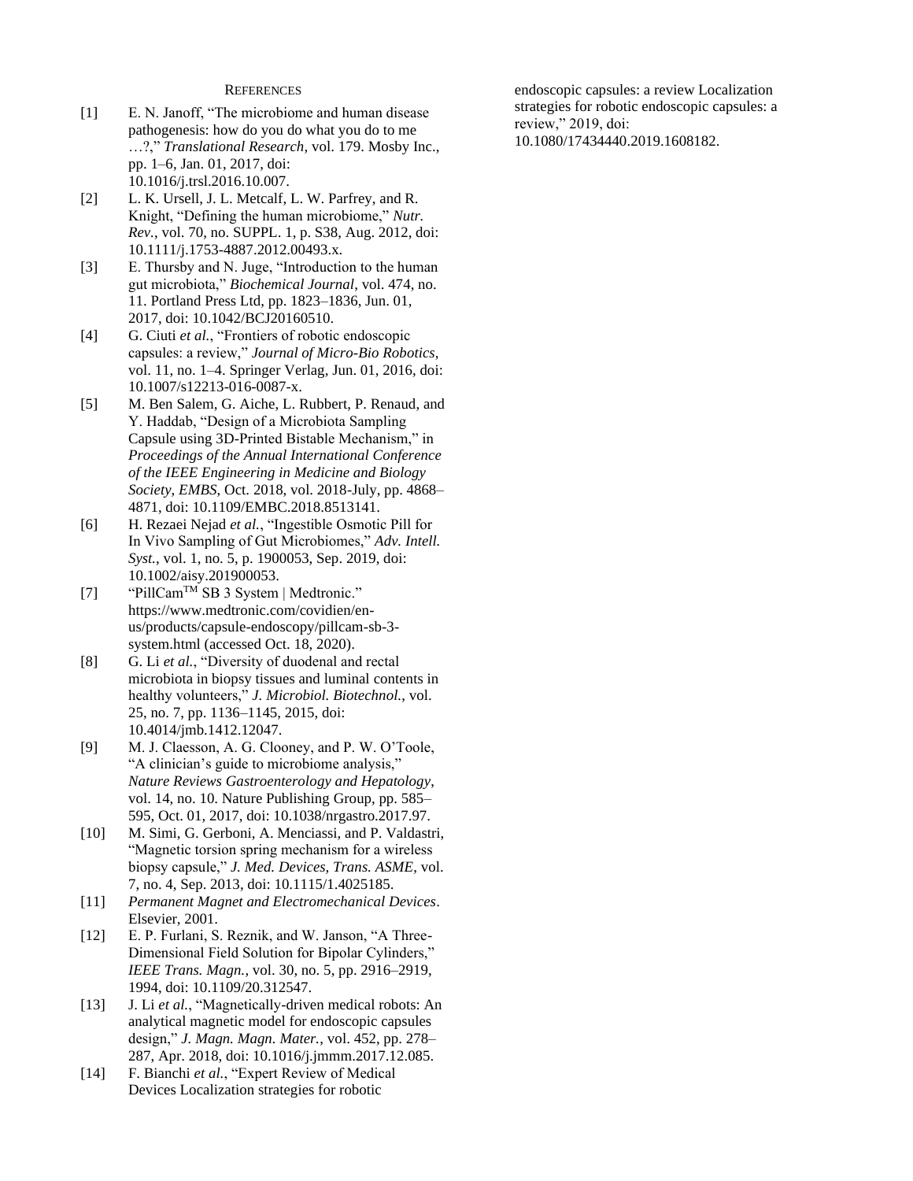## References

[1] E. N. Janoff, "The microbiome and human disease pathogenesis: how do you do what you do to me …?," *Translational Research*, vol. 179. Mosby Inc., pp. 1–6, Jan. 01, 2017, doi: 10.1016/j.trsl.2016.10.007.

[2] L. K. Ursell, J. L. Metcalf, L. W. Parfrey, and R. Knight, "Defining the human microbiome," *Nutr. Rev.*, vol. 70, no. SUPPL. 1, p. S38, Aug. 2012, doi: 10.1111/j.1753-4887.2012.00493.x.

[3] E. Thursby and N. Juge, "Introduction to the human gut microbiota," *Biochemical Journal*, vol. 474, no. 11. Portland Press Ltd, pp. 1823–1836, Jun. 01, 2017, doi: 10.1042/BCJ20160510.

[4] G. Ciuti *et al.*, "Frontiers of robotic endoscopic capsules: a review," *Journal of Micro-Bio Robotics*, vol. 11, no. 1–4. Springer Verlag, Jun. 01, 2016, doi: 10.1007/s12213-016-0087-x.

[5] M. Ben Salem, G. Aiche, L. Rubbert, P. Renaud, and Y. Haddab, "Design of a Microbiota Sampling Capsule using 3D-Printed Bistable Mechanism," in *Proceedings of the Annual International Conference of the IEEE Engineering in Medicine and Biology Society, EMBS*, Oct. 2018, vol. 2018-July, pp. 4868–4871, doi: 10.1109/EMBC.2018.8513141.

[6] H. Rezaei Nejad *et al.*, "Ingestible Osmotic Pill for In Vivo Sampling of Gut Microbiomes," *Adv. Intell. Syst.*, vol. 1, no. 5, p. 1900053, Sep. 2019, doi: 10.1002/aisy.201900053.

[7] "PillCam™ SB 3 System | Medtronic." https://www.medtronic.com/covidien/en-us/products/capsule-endoscopy/pillcam-sb-3-system.html (accessed Oct. 18, 2020).

[8] G. Li *et al.*, "Diversity of duodenal and rectal microbiota in biopsy tissues and luminal contents in healthy volunteers," *J. Microbiol. Biotechnol.*, vol. 25, no. 7, pp. 1136–1145, 2015, doi: 10.4014/jmb.1412.12047.

[9] M. J. Claesson, A. G. Clooney, and P. W. O'Toole, "A clinician's guide to microbiome analysis," *Nature Reviews Gastroenterology and Hepatology*, vol. 14, no. 10. Nature Publishing Group, pp. 585–595, Oct. 01, 2017, doi: 10.1038/nrgastro.2017.97.

[10] M. Simi, G. Gerboni, A. Menciassi, and P. Valdastri, "Magnetic torsion spring mechanism for a wireless biopsy capsule," *J. Med. Devices, Trans. ASME*, vol. 7, no. 4, Sep. 2013, doi: 10.1115/1.4025185.

[11] *Permanent Magnet and Electromechanical Devices*. Elsevier, 2001.

[12] E. P. Furlani, S. Reznik, and W. Janson, "A Three-Dimensional Field Solution for Bipolar Cylinders," *IEEE Trans. Magn.*, vol. 30, no. 5, pp. 2916–2919, 1994, doi: 10.1109/20.312547.

[13] J. Li *et al.*, "Magnetically-driven medical robots: An analytical magnetic model for endoscopic capsules design," *J. Magn. Magn. Mater.*, vol. 452, pp. 278–287, Apr. 2018, doi: 10.1016/j.jmmm.2017.12.085.

[14] F. Bianchi *et al.*, "Expert Review of Medical Devices Localization strategies for robotic endoscopic capsules: a review Localization strategies for robotic endoscopic capsules: a review," 2019, doi: 10.1080/17434440.2019.1608182.